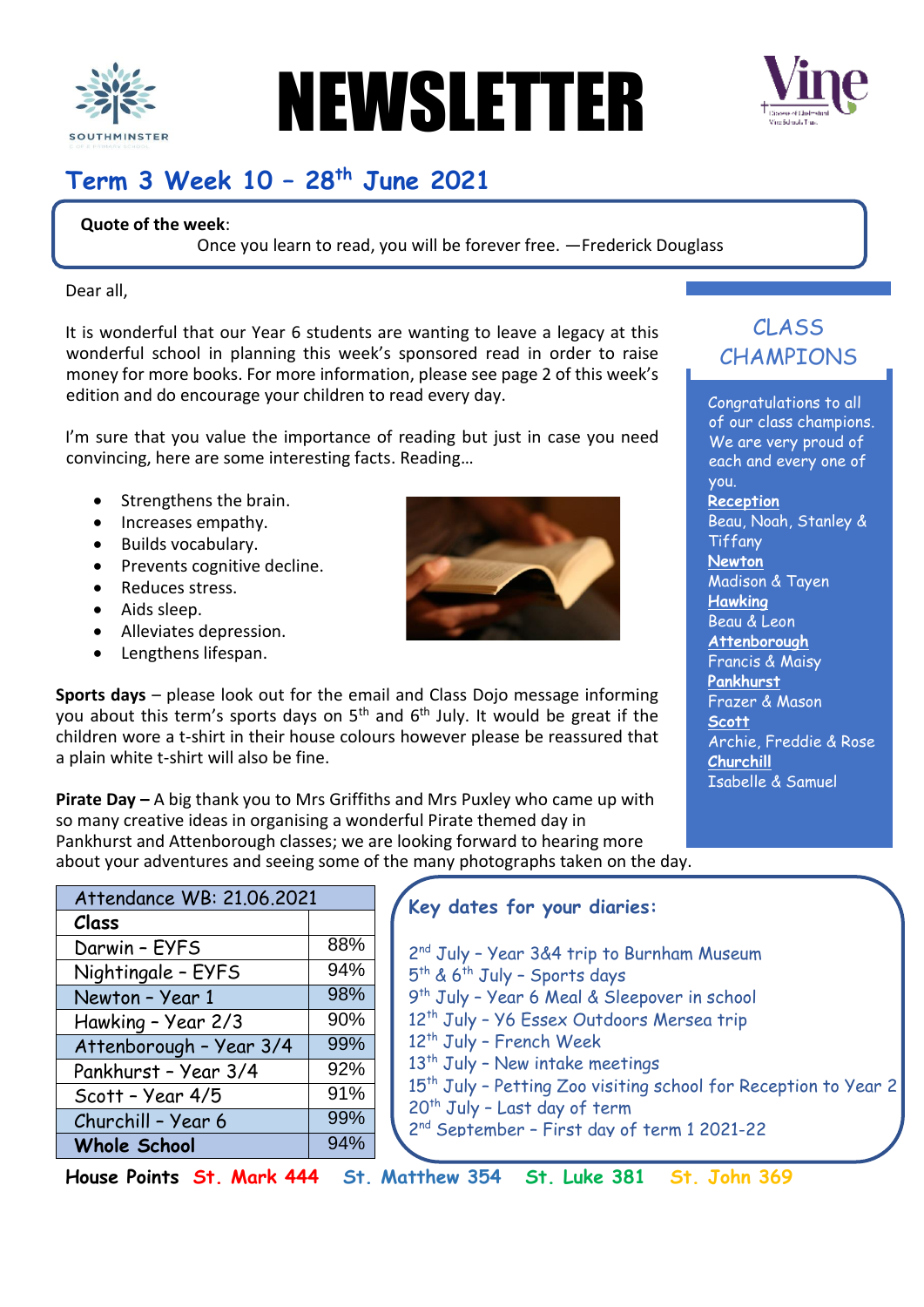# NEWSLETTER

## Term 3 Week 10 – 28th June 2021

**Quote of the week**:
Once you learn to read, you will be forever free. —Frederick Douglass

Dear all,

It is wonderful that our Year 6 students are wanting to leave a legacy at this wonderful school in planning this week's sponsored read in order to raise money for more books. For more information, please see page 2 of this week's edition and do encourage your children to read every day.

I'm sure that you value the importance of reading but just in case you need convincing, here are some interesting facts. Reading…

- Strengthens the brain.
- Increases empathy.
- Builds vocabulary.
- Prevents cognitive decline.
- Reduces stress.
- Aids sleep.
- Alleviates depression.
- Lengthens lifespan.

**Sports days** – please look out for the email and Class Dojo message informing you about this term's sports days on 5th and 6th July. It would be great if the children wore a t-shirt in their house colours however please be reassured that a plain white t-shirt will also be fine.

**Pirate Day –** A big thank you to Mrs Griffiths and Mrs Puxley who came up with so many creative ideas in organising a wonderful Pirate themed day in Pankhurst and Attenborough classes; we are looking forward to hearing more about your adventures and seeing some of the many photographs taken on the day.

### CLASS CHAMPIONS

Congratulations to all of our class champions. We are very proud of each and every one of you.

**Reception**
Beau, Noah, Stanley & Tiffany

**Newton**
Madison & Tayen

**Hawking**
Beau & Leon

**Attenborough**
Francis & Maisy

**Pankhurst**
Frazer & Mason

**Scott**
Archie, Freddie & Rose

**Churchill**
Isabelle & Samuel

| Attendance WB: 21.06.2021 | |
|---|---|
| **Class** | |
| Darwin - EYFS | 88% |
| Nightingale - EYFS | 94% |
| Newton - Year 1 | 98% |
| Hawking - Year 2/3 | 90% |
| Attenborough - Year 3/4 | 99% |
| Pankhurst - Year 3/4 | 92% |
| Scott - Year 4/5 | 91% |
| Churchill - Year 6 | 99% |
| **Whole School** | 94% |

### Key dates for your diaries:

2nd July – Year 3&4 trip to Burnham Museum
5th & 6th July – Sports days
9th July – Year 6 Meal & Sleepover in school
12th July – Y6 Essex Outdoors Mersea trip
12th July – French Week
13th July – New intake meetings
15th July – Petting Zoo visiting school for Reception to Year 2
20th July – Last day of term
2nd September – First day of term 1 2021-22

**House Points** St. Mark 444 St. Matthew 354 St. Luke 381 St. John 369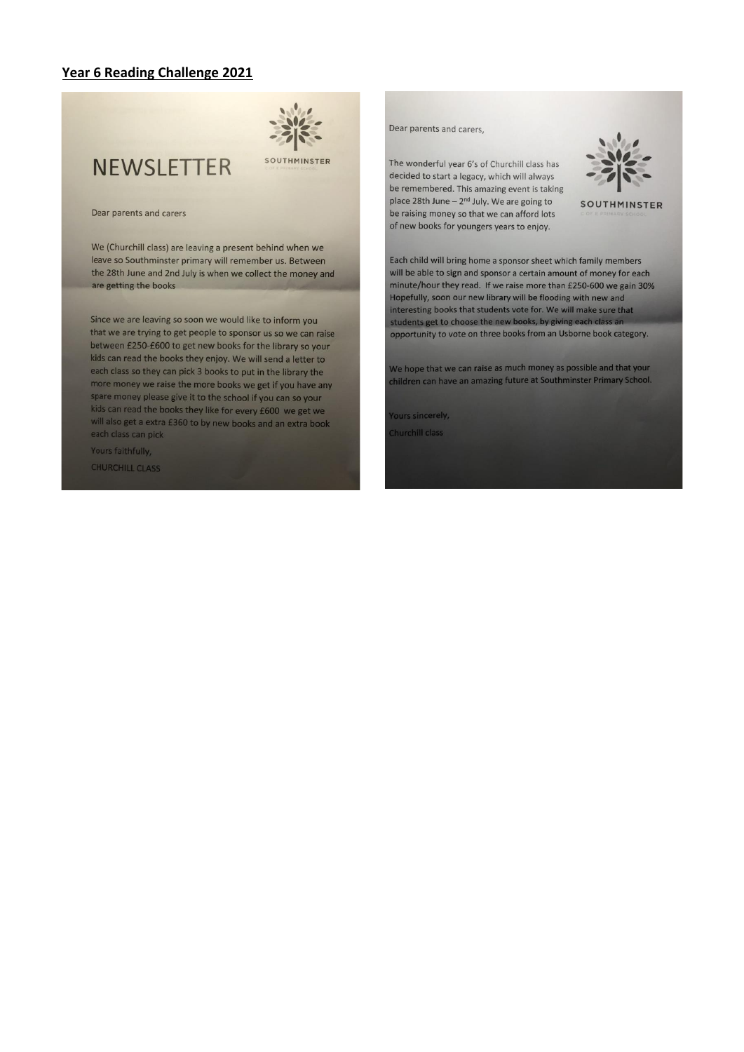## Year 6 Reading Challenge 2021

# NEWSLETTER

SOUTHMINSTER

C OF E PRIMARY SCHOOL

Dear parents and carers

We (Churchill class) are leaving a present behind when we leave so Southminster primary will remember us. Between the 28th June and 2nd July is when we collect the money and are getting the books

Since we are leaving so soon we would like to inform you that we are trying to get people to sponsor us so we can raise between £250-£600 to get new books for the library so your kids can read the books they enjoy. We will send a letter to each class so they can pick 3 books to put in the library the more money we raise the more books we get if you have any spare money please give it to the school if you can so your kids can read the books they like for every £600 we get we will also get a extra £360 to by new books and an extra book each class can pick

Yours faithfully,

CHURCHILL CLASS

Dear parents and carers,

The wonderful year 6's of Churchill class has decided to start a legacy, which will always be remembered. This amazing event is taking place 28th June – 2nd July. We are going to be raising money so that we can afford lots of new books for youngers years to enjoy.

SOUTHMINSTER

C OF E PRIMARY SCHOOL

Each child will bring home a sponsor sheet which family members will be able to sign and sponsor a certain amount of money for each minute/hour they read. If we raise more than £250-600 we gain 30% Hopefully, soon our new library will be flooding with new and interesting books that students vote for. We will make sure that students get to choose the new books, by giving each class an opportunity to vote on three books from an Usborne book category.

We hope that we can raise as much money as possible and that your children can have an amazing future at Southminster Primary School.

Yours sincerely,

Churchill class